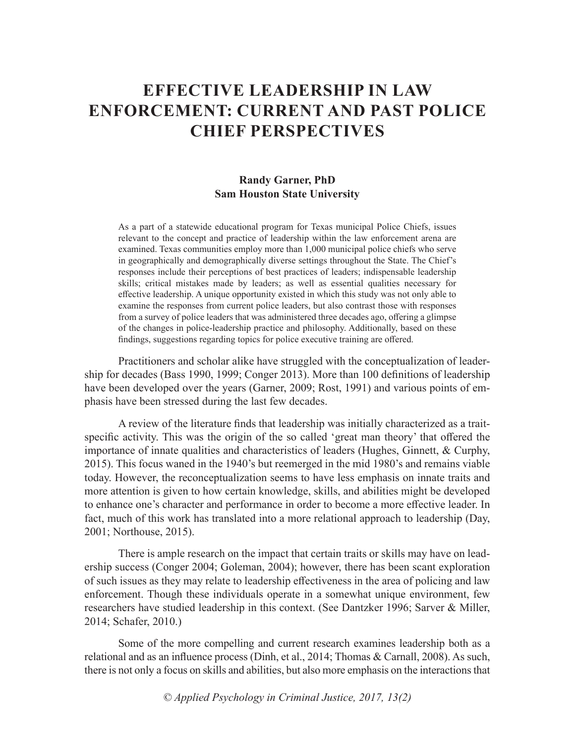# EFFECTIVE LEADERSHIP IN LAW ENFORCEMENT: CURRENT AND PAST POLICE CHIEF PERSPECTIVES

**Randy Garner, PhD**
**Sam Houston State University**

As a part of a statewide educational program for Texas municipal Police Chiefs, issues relevant to the concept and practice of leadership within the law enforcement arena are examined. Texas communities employ more than 1,000 municipal police chiefs who serve in geographically and demographically diverse settings throughout the State. The Chief's responses include their perceptions of best practices of leaders; indispensable leadership skills; critical mistakes made by leaders; as well as essential qualities necessary for effective leadership. A unique opportunity existed in which this study was not only able to examine the responses from current police leaders, but also contrast those with responses from a survey of police leaders that was administered three decades ago, offering a glimpse of the changes in police-leadership practice and philosophy. Additionally, based on these findings, suggestions regarding topics for police executive training are offered.

Practitioners and scholar alike have struggled with the conceptualization of leadership for decades (Bass 1990, 1999; Conger 2013). More than 100 definitions of leadership have been developed over the years (Garner, 2009; Rost, 1991) and various points of emphasis have been stressed during the last few decades.

A review of the literature finds that leadership was initially characterized as a trait-specific activity. This was the origin of the so called 'great man theory' that offered the importance of innate qualities and characteristics of leaders (Hughes, Ginnett, & Curphy, 2015). This focus waned in the 1940's but reemerged in the mid 1980's and remains viable today. However, the reconceptualization seems to have less emphasis on innate traits and more attention is given to how certain knowledge, skills, and abilities might be developed to enhance one's character and performance in order to become a more effective leader. In fact, much of this work has translated into a more relational approach to leadership (Day, 2001; Northouse, 2015).

There is ample research on the impact that certain traits or skills may have on leadership success (Conger 2004; Goleman, 2004); however, there has been scant exploration of such issues as they may relate to leadership effectiveness in the area of policing and law enforcement. Though these individuals operate in a somewhat unique environment, few researchers have studied leadership in this context. (See Dantzker 1996; Sarver & Miller, 2014; Schafer, 2010.)

Some of the more compelling and current research examines leadership both as a relational and as an influence process (Dinh, et al., 2014; Thomas & Carnall, 2008). As such, there is not only a focus on skills and abilities, but also more emphasis on the interactions that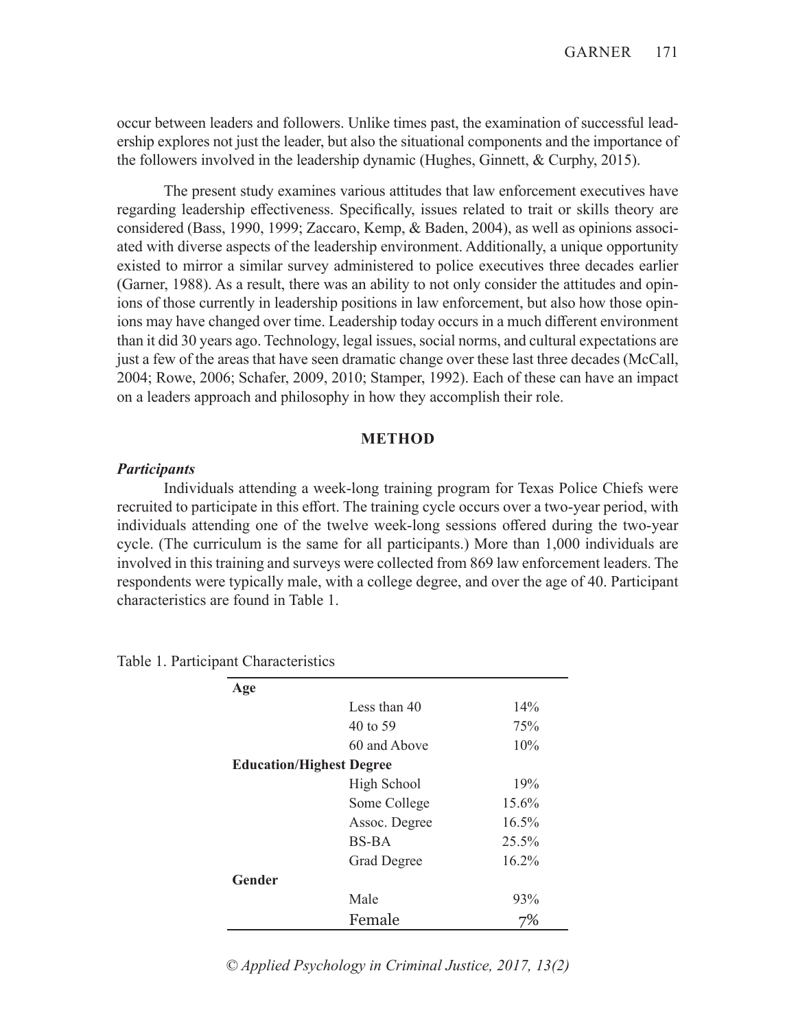occur between leaders and followers. Unlike times past, the examination of successful leadership explores not just the leader, but also the situational components and the importance of the followers involved in the leadership dynamic (Hughes, Ginnett, & Curphy, 2015).

The present study examines various attitudes that law enforcement executives have regarding leadership effectiveness. Specifically, issues related to trait or skills theory are considered (Bass, 1990, 1999; Zaccaro, Kemp, & Baden, 2004), as well as opinions associated with diverse aspects of the leadership environment. Additionally, a unique opportunity existed to mirror a similar survey administered to police executives three decades earlier (Garner, 1988). As a result, there was an ability to not only consider the attitudes and opinions of those currently in leadership positions in law enforcement, but also how those opinions may have changed over time. Leadership today occurs in a much different environment than it did 30 years ago. Technology, legal issues, social norms, and cultural expectations are just a few of the areas that have seen dramatic change over these last three decades (McCall, 2004; Rowe, 2006; Schafer, 2009, 2010; Stamper, 1992). Each of these can have an impact on a leaders approach and philosophy in how they accomplish their role.

## METHOD

### *Participants*

Individuals attending a week-long training program for Texas Police Chiefs were recruited to participate in this effort. The training cycle occurs over a two-year period, with individuals attending one of the twelve week-long sessions offered during the two-year cycle. (The curriculum is the same for all participants.) More than 1,000 individuals are involved in this training and surveys were collected from 869 law enforcement leaders. The respondents were typically male, with a college degree, and over the age of 40. Participant characteristics are found in Table 1.

Table 1. Participant Characteristics

| | | |
|---|---|---|
| **Age** | | |
| | Less than 40 | 14% |
| | 40 to 59 | 75% |
| | 60 and Above | 10% |
| **Education/Highest Degree** | | |
| | High School | 19% |
| | Some College | 15.6% |
| | Assoc. Degree | 16.5% |
| | BS-BA | 25.5% |
| | Grad Degree | 16.2% |
| **Gender** | | |
| | Male | 93% |
| | Female | 7% |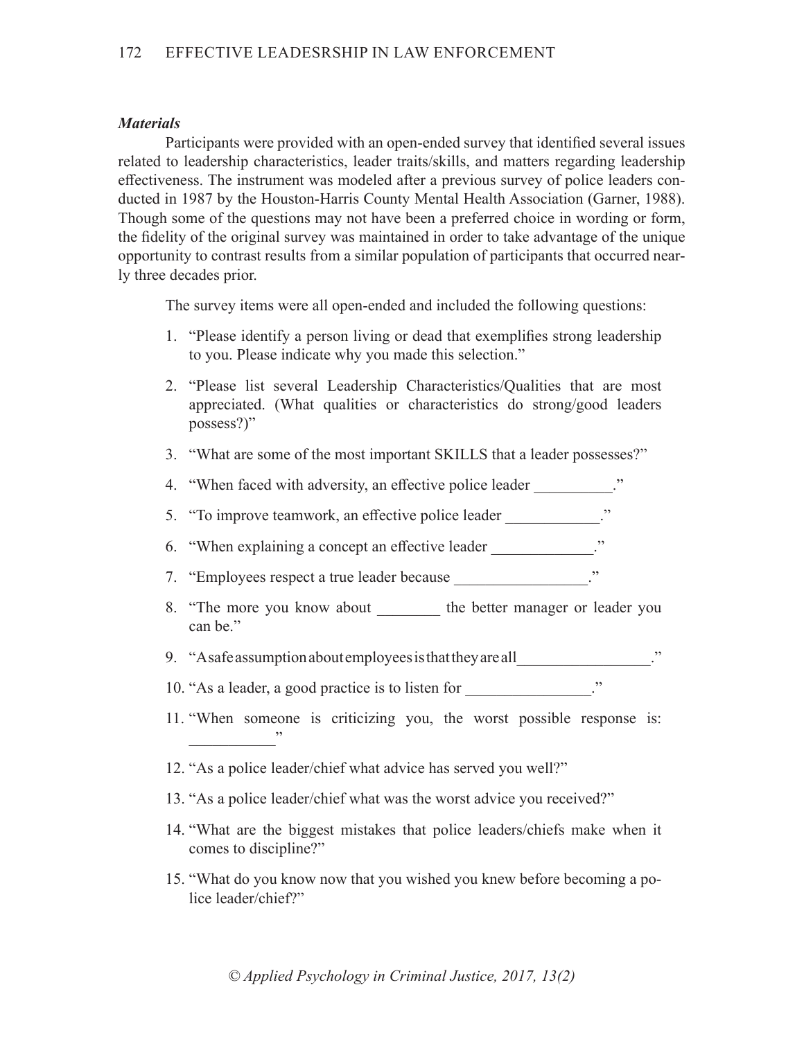### *Materials*

Participants were provided with an open-ended survey that identified several issues related to leadership characteristics, leader traits/skills, and matters regarding leadership effectiveness. The instrument was modeled after a previous survey of police leaders conducted in 1987 by the Houston-Harris County Mental Health Association (Garner, 1988). Though some of the questions may not have been a preferred choice in wording or form, the fidelity of the original survey was maintained in order to take advantage of the unique opportunity to contrast results from a similar population of participants that occurred nearly three decades prior.

The survey items were all open-ended and included the following questions:

1. "Please identify a person living or dead that exemplifies strong leadership to you. Please indicate why you made this selection."
2. "Please list several Leadership Characteristics/Qualities that are most appreciated. (What qualities or characteristics do strong/good leaders possess?)"
3. "What are some of the most important SKILLS that a leader possesses?"
4. "When faced with adversity, an effective police leader __________."
5. "To improve teamwork, an effective police leader ____________."
6. "When explaining a concept an effective leader _____________."
7. "Employees respect a true leader because _________________."
8. "The more you know about ________ the better manager or leader you can be."
9. "A safe assumption about employees is that they are all_________________."
10. "As a leader, a good practice is to listen for ________________."
11. "When someone is criticizing you, the worst possible response is: ___________"
12. "As a police leader/chief what advice has served you well?"
13. "As a police leader/chief what was the worst advice you received?"
14. "What are the biggest mistakes that police leaders/chiefs make when it comes to discipline?"
15. "What do you know now that you wished you knew before becoming a police leader/chief?"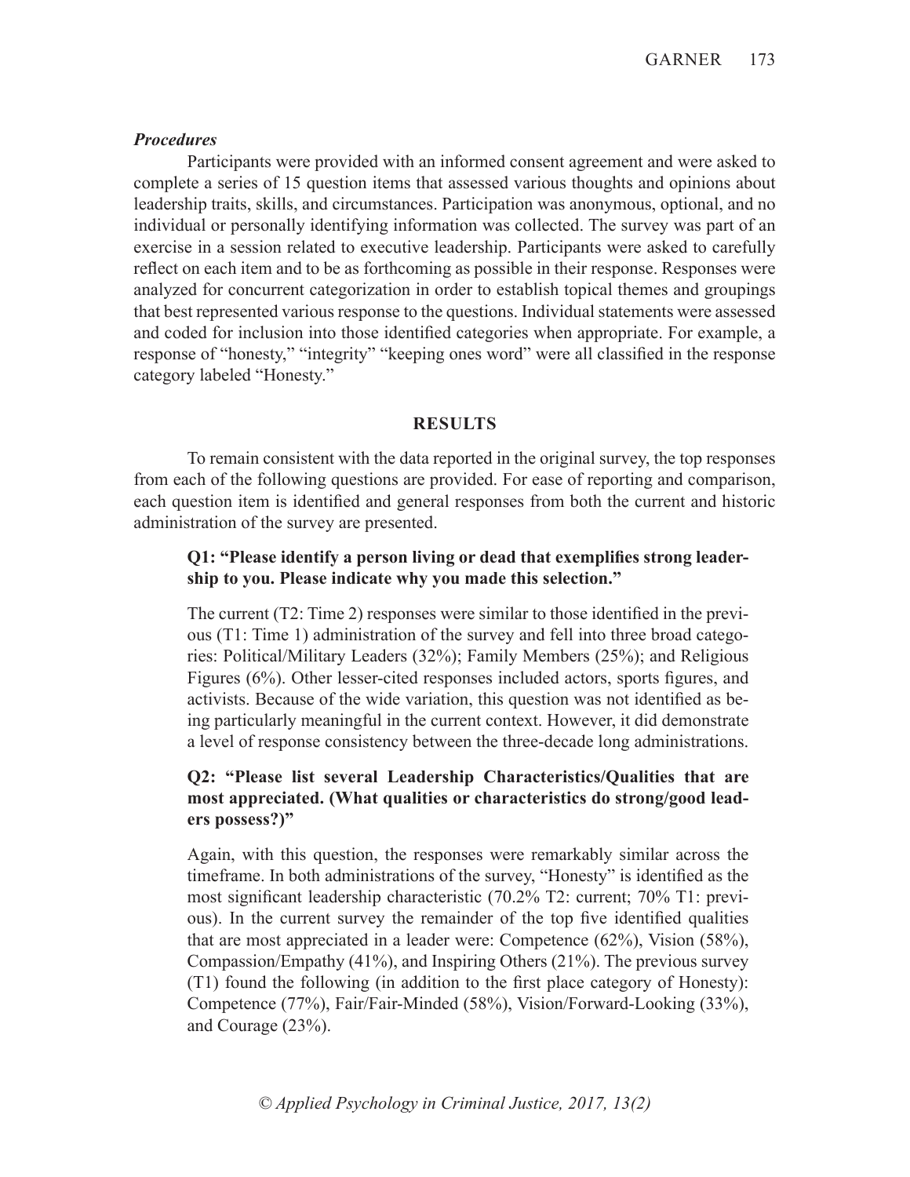### *Procedures*

Participants were provided with an informed consent agreement and were asked to complete a series of 15 question items that assessed various thoughts and opinions about leadership traits, skills, and circumstances. Participation was anonymous, optional, and no individual or personally identifying information was collected. The survey was part of an exercise in a session related to executive leadership. Participants were asked to carefully reflect on each item and to be as forthcoming as possible in their response. Responses were analyzed for concurrent categorization in order to establish topical themes and groupings that best represented various response to the questions. Individual statements were assessed and coded for inclusion into those identified categories when appropriate. For example, a response of "honesty," "integrity" "keeping ones word" were all classified in the response category labeled "Honesty."

## RESULTS

To remain consistent with the data reported in the original survey, the top responses from each of the following questions are provided. For ease of reporting and comparison, each question item is identified and general responses from both the current and historic administration of the survey are presented.

> **Q1: "Please identify a person living or dead that exemplifies strong leadership to you. Please indicate why you made this selection."**
>
> The current (T2: Time 2) responses were similar to those identified in the previous (T1: Time 1) administration of the survey and fell into three broad categories: Political/Military Leaders (32%); Family Members (25%); and Religious Figures (6%). Other lesser-cited responses included actors, sports figures, and activists. Because of the wide variation, this question was not identified as being particularly meaningful in the current context. However, it did demonstrate a level of response consistency between the three-decade long administrations.
>
> **Q2: "Please list several Leadership Characteristics/Qualities that are most appreciated. (What qualities or characteristics do strong/good leaders possess?)"**
>
> Again, with this question, the responses were remarkably similar across the timeframe. In both administrations of the survey, "Honesty" is identified as the most significant leadership characteristic (70.2% T2: current; 70% T1: previous). In the current survey the remainder of the top five identified qualities that are most appreciated in a leader were: Competence (62%), Vision (58%), Compassion/Empathy (41%), and Inspiring Others (21%). The previous survey (T1) found the following (in addition to the first place category of Honesty): Competence (77%), Fair/Fair-Minded (58%), Vision/Forward-Looking (33%), and Courage (23%).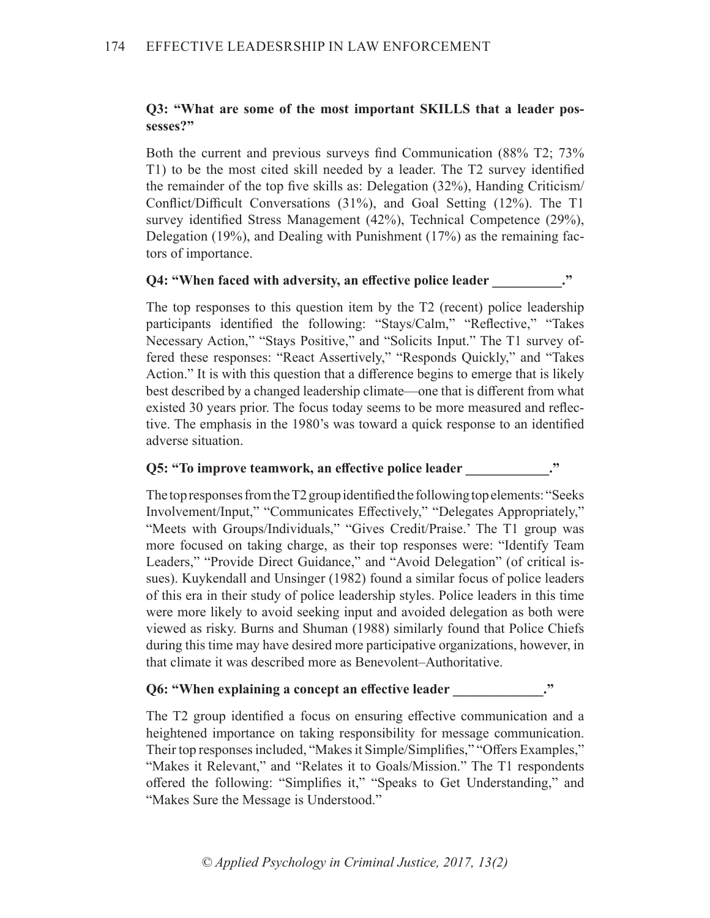**Q3: "What are some of the most important SKILLS that a leader possesses?"**

Both the current and previous surveys find Communication (88% T2; 73% T1) to be the most cited skill needed by a leader. The T2 survey identified the remainder of the top five skills as: Delegation (32%), Handing Criticism/Conflict/Difficult Conversations (31%), and Goal Setting (12%). The T1 survey identified Stress Management (42%), Technical Competence (29%), Delegation (19%), and Dealing with Punishment (17%) as the remaining factors of importance.

**Q4: "When faced with adversity, an effective police leader __________."**

The top responses to this question item by the T2 (recent) police leadership participants identified the following: "Stays/Calm," "Reflective," "Takes Necessary Action," "Stays Positive," and "Solicits Input." The T1 survey offered these responses: "React Assertively," "Responds Quickly," and "Takes Action." It is with this question that a difference begins to emerge that is likely best described by a changed leadership climate—one that is different from what existed 30 years prior. The focus today seems to be more measured and reflective. The emphasis in the 1980's was toward a quick response to an identified adverse situation.

**Q5: "To improve teamwork, an effective police leader ____________."**

The top responses from the T2 group identified the following top elements: "Seeks Involvement/Input," "Communicates Effectively," "Delegates Appropriately," "Meets with Groups/Individuals," "Gives Credit/Praise.' The T1 group was more focused on taking charge, as their top responses were: "Identify Team Leaders," "Provide Direct Guidance," and "Avoid Delegation" (of critical issues). Kuykendall and Unsinger (1982) found a similar focus of police leaders of this era in their study of police leadership styles. Police leaders in this time were more likely to avoid seeking input and avoided delegation as both were viewed as risky. Burns and Shuman (1988) similarly found that Police Chiefs during this time may have desired more participative organizations, however, in that climate it was described more as Benevolent–Authoritative.

**Q6: "When explaining a concept an effective leader _____________."**

The T2 group identified a focus on ensuring effective communication and a heightened importance on taking responsibility for message communication. Their top responses included, "Makes it Simple/Simplifies," "Offers Examples," "Makes it Relevant," and "Relates it to Goals/Mission." The T1 respondents offered the following: "Simplifies it," "Speaks to Get Understanding," and "Makes Sure the Message is Understood."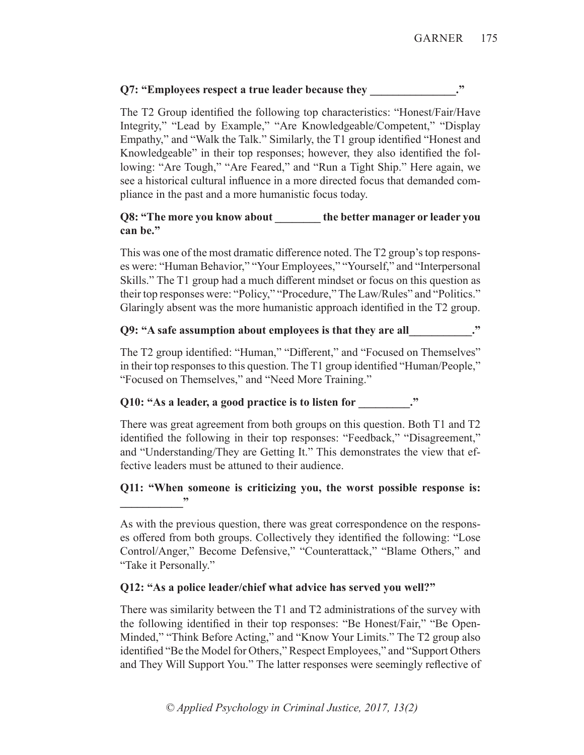**Q7: "Employees respect a true leader because they _______________."**

The T2 Group identified the following top characteristics: "Honest/Fair/Have Integrity," "Lead by Example," "Are Knowledgeable/Competent," "Display Empathy," and "Walk the Talk." Similarly, the T1 group identified "Honest and Knowledgeable" in their top responses; however, they also identified the following: "Are Tough," "Are Feared," and "Run a Tight Ship." Here again, we see a historical cultural influence in a more directed focus that demanded compliance in the past and a more humanistic focus today.

**Q8: "The more you know about ________ the better manager or leader you can be."**

This was one of the most dramatic difference noted. The T2 group's top responses were: "Human Behavior," "Your Employees," "Yourself," and "Interpersonal Skills." The T1 group had a much different mindset or focus on this question as their top responses were: "Policy," "Procedure," The Law/Rules" and "Politics." Glaringly absent was the more humanistic approach identified in the T2 group.

**Q9: "A safe assumption about employees is that they are all___________."**

The T2 group identified: "Human," "Different," and "Focused on Themselves" in their top responses to this question. The T1 group identified "Human/People," "Focused on Themselves," and "Need More Training."

**Q10: "As a leader, a good practice is to listen for _________."**

There was great agreement from both groups on this question. Both T1 and T2 identified the following in their top responses: "Feedback," "Disagreement," and "Understanding/They are Getting It." This demonstrates the view that effective leaders must be attuned to their audience.

**Q11: "When someone is criticizing you, the worst possible response is: ___________"**

As with the previous question, there was great correspondence on the responses offered from both groups. Collectively they identified the following: "Lose Control/Anger," Become Defensive," "Counterattack," "Blame Others," and "Take it Personally."

**Q12: "As a police leader/chief what advice has served you well?"**

There was similarity between the T1 and T2 administrations of the survey with the following identified in their top responses: "Be Honest/Fair," "Be Open-Minded," "Think Before Acting," and "Know Your Limits." The T2 group also identified "Be the Model for Others," Respect Employees," and "Support Others and They Will Support You." The latter responses were seemingly reflective of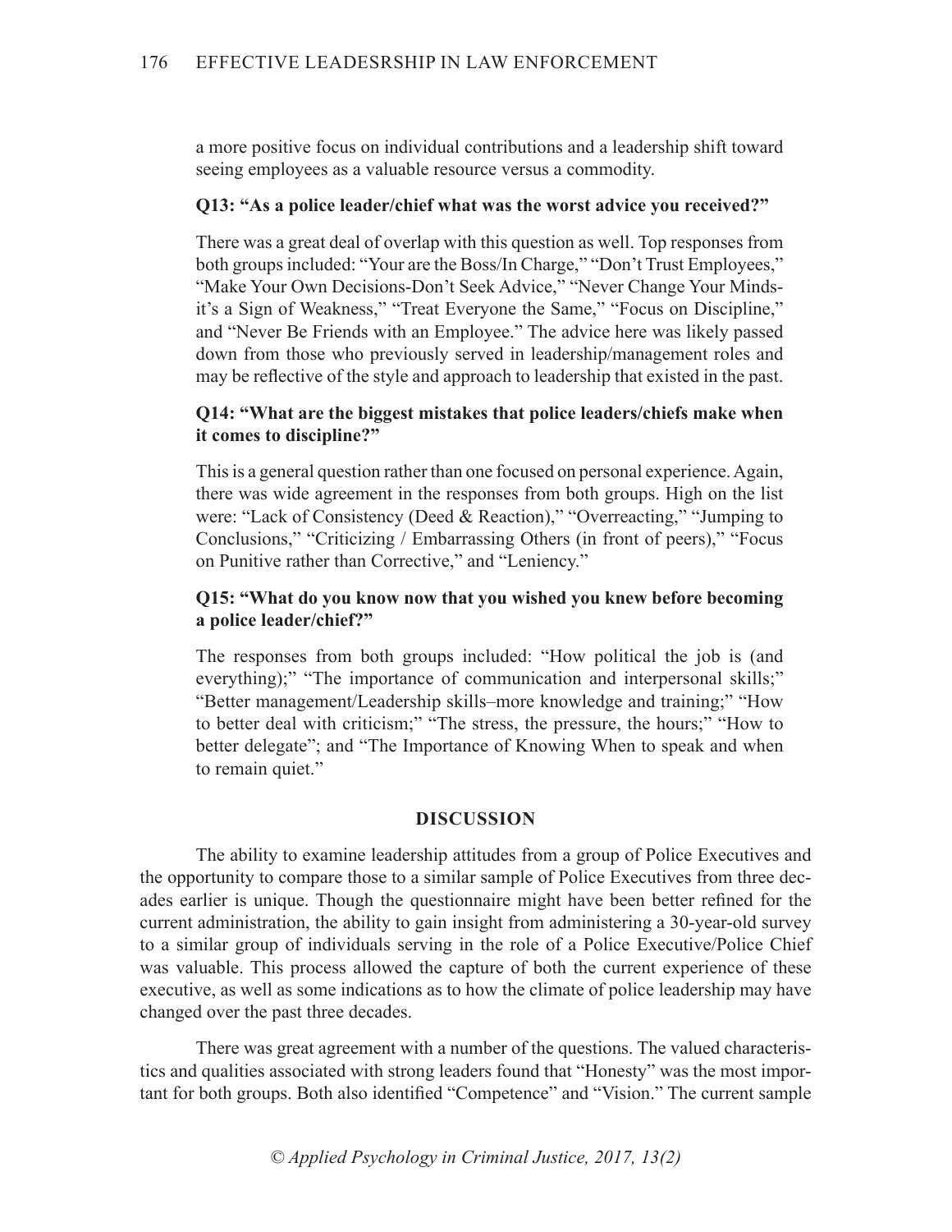a more positive focus on individual contributions and a leadership shift toward seeing employees as a valuable resource versus a commodity.

**Q13: "As a police leader/chief what was the worst advice you received?"**

There was a great deal of overlap with this question as well. Top responses from both groups included: "Your are the Boss/In Charge," "Don't Trust Employees," "Make Your Own Decisions-Don't Seek Advice," "Never Change Your Minds-it's a Sign of Weakness," "Treat Everyone the Same," "Focus on Discipline," and "Never Be Friends with an Employee." The advice here was likely passed down from those who previously served in leadership/management roles and may be reflective of the style and approach to leadership that existed in the past.

**Q14: "What are the biggest mistakes that police leaders/chiefs make when it comes to discipline?"**

This is a general question rather than one focused on personal experience. Again, there was wide agreement in the responses from both groups. High on the list were: "Lack of Consistency (Deed & Reaction)," "Overreacting," "Jumping to Conclusions," "Criticizing / Embarrassing Others (in front of peers)," "Focus on Punitive rather than Corrective," and "Leniency."

**Q15: "What do you know now that you wished you knew before becoming a police leader/chief?"**

The responses from both groups included: "How political the job is (and everything);" "The importance of communication and interpersonal skills;" "Better management/Leadership skills–more knowledge and training;" "How to better deal with criticism;" "The stress, the pressure, the hours;" "How to better delegate"; and "The Importance of Knowing When to speak and when to remain quiet."

## DISCUSSION

The ability to examine leadership attitudes from a group of Police Executives and the opportunity to compare those to a similar sample of Police Executives from three decades earlier is unique. Though the questionnaire might have been better refined for the current administration, the ability to gain insight from administering a 30-year-old survey to a similar group of individuals serving in the role of a Police Executive/Police Chief was valuable. This process allowed the capture of both the current experience of these executive, as well as some indications as to how the climate of police leadership may have changed over the past three decades.

There was great agreement with a number of the questions. The valued characteristics and qualities associated with strong leaders found that "Honesty" was the most important for both groups. Both also identified "Competence" and "Vision." The current sample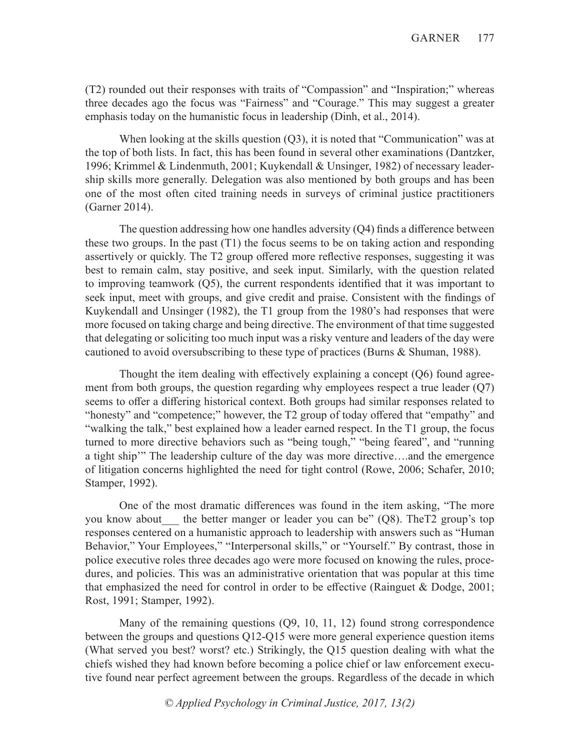(T2) rounded out their responses with traits of "Compassion" and "Inspiration;" whereas three decades ago the focus was "Fairness" and "Courage." This may suggest a greater emphasis today on the humanistic focus in leadership (Dinh, et al., 2014).

When looking at the skills question (Q3), it is noted that "Communication" was at the top of both lists. In fact, this has been found in several other examinations (Dantzker, 1996; Krimmel & Lindenmuth, 2001; Kuykendall & Unsinger, 1982) of necessary leadership skills more generally. Delegation was also mentioned by both groups and has been one of the most often cited training needs in surveys of criminal justice practitioners (Garner 2014).

The question addressing how one handles adversity (Q4) finds a difference between these two groups. In the past (T1) the focus seems to be on taking action and responding assertively or quickly. The T2 group offered more reflective responses, suggesting it was best to remain calm, stay positive, and seek input. Similarly, with the question related to improving teamwork (Q5), the current respondents identified that it was important to seek input, meet with groups, and give credit and praise. Consistent with the findings of Kuykendall and Unsinger (1982), the T1 group from the 1980's had responses that were more focused on taking charge and being directive. The environment of that time suggested that delegating or soliciting too much input was a risky venture and leaders of the day were cautioned to avoid oversubscribing to these type of practices (Burns & Shuman, 1988).

Thought the item dealing with effectively explaining a concept (Q6) found agreement from both groups, the question regarding why employees respect a true leader (Q7) seems to offer a differing historical context. Both groups had similar responses related to "honesty" and "competence;" however, the T2 group of today offered that "empathy" and "walking the talk," best explained how a leader earned respect. In the T1 group, the focus turned to more directive behaviors such as "being tough," "being feared", and "running a tight ship'" The leadership culture of the day was more directive….and the emergence of litigation concerns highlighted the need for tight control (Rowe, 2006; Schafer, 2010; Stamper, 1992).

One of the most dramatic differences was found in the item asking, "The more you know about___ the better manger or leader you can be" (Q8). TheT2 group's top responses centered on a humanistic approach to leadership with answers such as "Human Behavior," Your Employees," "Interpersonal skills," or "Yourself." By contrast, those in police executive roles three decades ago were more focused on knowing the rules, procedures, and policies. This was an administrative orientation that was popular at this time that emphasized the need for control in order to be effective (Rainguet & Dodge, 2001; Rost, 1991; Stamper, 1992).

Many of the remaining questions (Q9, 10, 11, 12) found strong correspondence between the groups and questions Q12-Q15 were more general experience question items (What served you best? worst? etc.) Strikingly, the Q15 question dealing with what the chiefs wished they had known before becoming a police chief or law enforcement executive found near perfect agreement between the groups. Regardless of the decade in which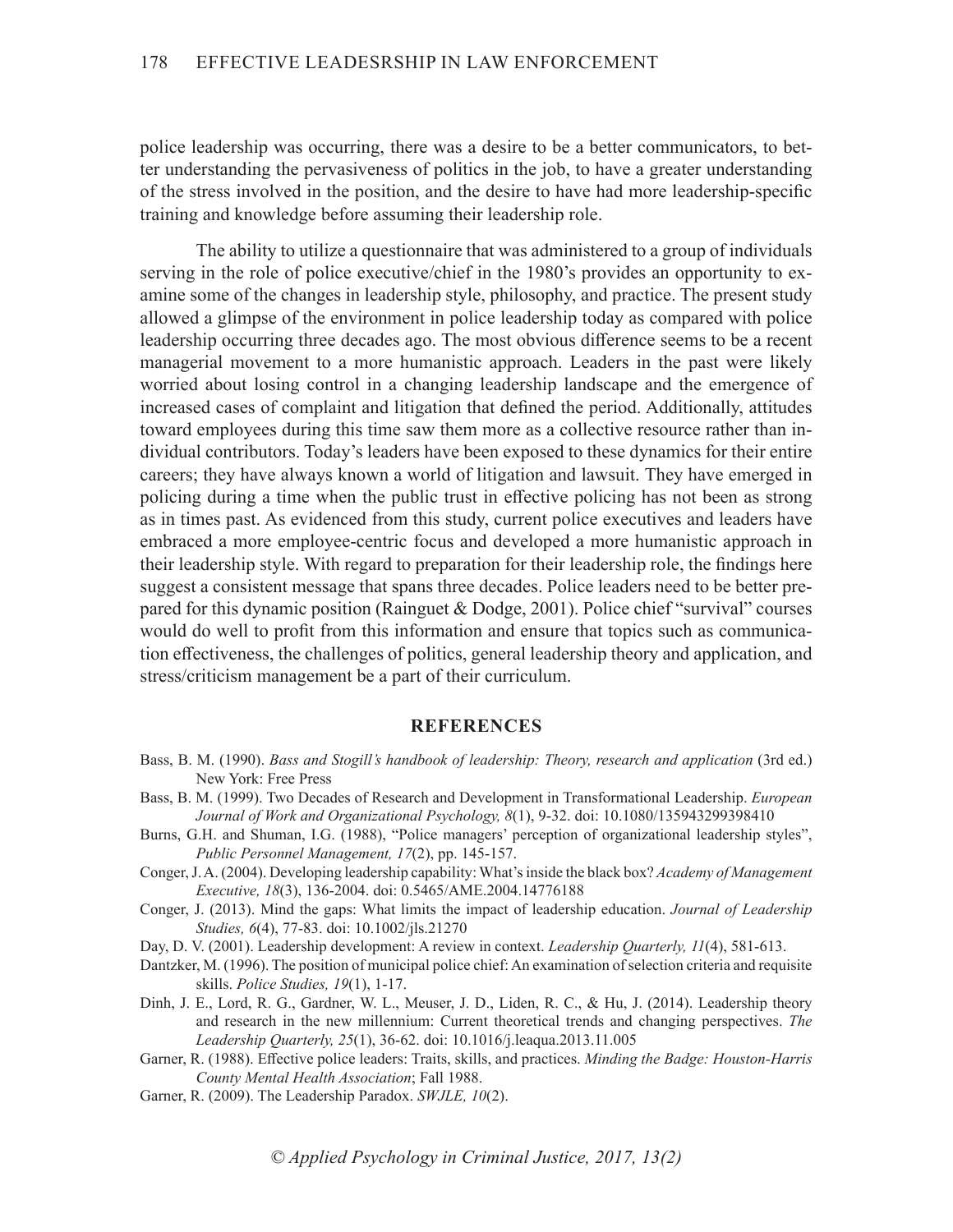police leadership was occurring, there was a desire to be a better communicators, to better understanding the pervasiveness of politics in the job, to have a greater understanding of the stress involved in the position, and the desire to have had more leadership-specific training and knowledge before assuming their leadership role.

The ability to utilize a questionnaire that was administered to a group of individuals serving in the role of police executive/chief in the 1980's provides an opportunity to examine some of the changes in leadership style, philosophy, and practice. The present study allowed a glimpse of the environment in police leadership today as compared with police leadership occurring three decades ago. The most obvious difference seems to be a recent managerial movement to a more humanistic approach. Leaders in the past were likely worried about losing control in a changing leadership landscape and the emergence of increased cases of complaint and litigation that defined the period. Additionally, attitudes toward employees during this time saw them more as a collective resource rather than individual contributors. Today's leaders have been exposed to these dynamics for their entire careers; they have always known a world of litigation and lawsuit. They have emerged in policing during a time when the public trust in effective policing has not been as strong as in times past. As evidenced from this study, current police executives and leaders have embraced a more employee-centric focus and developed a more humanistic approach in their leadership style. With regard to preparation for their leadership role, the findings here suggest a consistent message that spans three decades. Police leaders need to be better prepared for this dynamic position (Rainguet & Dodge, 2001). Police chief "survival" courses would do well to profit from this information and ensure that topics such as communication effectiveness, the challenges of politics, general leadership theory and application, and stress/criticism management be a part of their curriculum.

## REFERENCES

Bass, B. M. (1990). *Bass and Stogill's handbook of leadership: Theory, research and application* (3rd ed.) New York: Free Press

Bass, B. M. (1999). Two Decades of Research and Development in Transformational Leadership. *European Journal of Work and Organizational Psychology, 8*(1), 9-32. doi: 10.1080/135943299398410

Burns, G.H. and Shuman, I.G. (1988), "Police managers' perception of organizational leadership styles", *Public Personnel Management, 17*(2), pp. 145-157.

Conger, J. A. (2004). Developing leadership capability: What's inside the black box? *Academy of Management Executive, 18*(3), 136-2004. doi: 0.5465/AME.2004.14776188

Conger, J. (2013). Mind the gaps: What limits the impact of leadership education. *Journal of Leadership Studies, 6*(4), 77-83. doi: 10.1002/jls.21270

Day, D. V. (2001). Leadership development: A review in context. *Leadership Quarterly, 11*(4), 581-613.

Dantzker, M. (1996). The position of municipal police chief: An examination of selection criteria and requisite skills. *Police Studies, 19*(1), 1-17.

Dinh, J. E., Lord, R. G., Gardner, W. L., Meuser, J. D., Liden, R. C., & Hu, J. (2014). Leadership theory and research in the new millennium: Current theoretical trends and changing perspectives. *The Leadership Quarterly, 25*(1), 36-62. doi: 10.1016/j.leaqua.2013.11.005

Garner, R. (1988). Effective police leaders: Traits, skills, and practices. *Minding the Badge: Houston-Harris County Mental Health Association*; Fall 1988.

Garner, R. (2009). The Leadership Paradox. *SWJLE, 10*(2).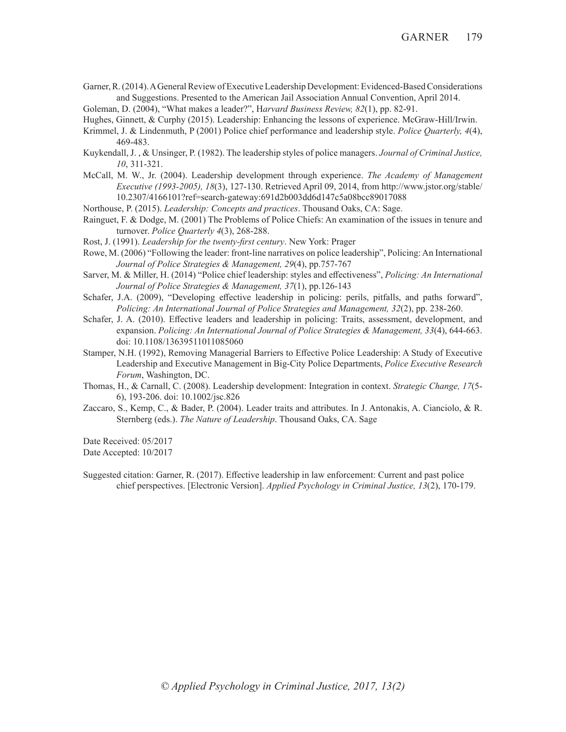Garner, R. (2014). A General Review of Executive Leadership Development: Evidenced-Based Considerations and Suggestions. Presented to the American Jail Association Annual Convention, April 2014.

Goleman, D. (2004), "What makes a leader?", H*arvard Business Review, 82*(1), pp. 82-91.

Hughes, Ginnett, & Curphy (2015). Leadership: Enhancing the lessons of experience. McGraw-Hill/Irwin.

Krimmel, J. & Lindenmuth, P (2001) Police chief performance and leadership style. *Police Quarterly, 4*(4), 469-483.

Kuykendall, J. , & Unsinger, P. (1982). The leadership styles of police managers. *Journal of Criminal Justice, 10*, 311-321.

McCall, M. W., Jr. (2004). Leadership development through experience. *The Academy of Management Executive (1993-2005), 18*(3), 127-130. Retrieved April 09, 2014, from http://www.jstor.org/stable/10.2307/4166101?ref=search-gateway:691d2b003dd6d147c5a08bcc89017088

Northouse, P. (2015). *Leadership: Concepts and practices*. Thousand Oaks, CA: Sage.

Rainguet, F. & Dodge, M. (2001) The Problems of Police Chiefs: An examination of the issues in tenure and turnover. *Police Quarterly 4*(3), 268-288.

Rost, J. (1991). *Leadership for the twenty-first century*. New York: Prager

Rowe, M. (2006) "Following the leader: front-line narratives on police leadership", Policing: An International *Journal of Police Strategies & Management, 29*(4), pp.757-767

Sarver, M. & Miller, H. (2014) "Police chief leadership: styles and effectiveness", *Policing: An International Journal of Police Strategies & Management, 37*(1), pp.126-143

Schafer, J.A. (2009), "Developing effective leadership in policing: perils, pitfalls, and paths forward", *Policing: An International Journal of Police Strategies and Management, 32*(2), pp. 238-260.

Schafer, J. A. (2010). Effective leaders and leadership in policing: Traits, assessment, development, and expansion. *Policing: An International Journal of Police Strategies & Management, 33*(4), 644-663. doi: 10.1108/13639511011085060

Stamper, N.H. (1992), Removing Managerial Barriers to Effective Police Leadership: A Study of Executive Leadership and Executive Management in Big-City Police Departments, *Police Executive Research Forum*, Washington, DC.

Thomas, H., & Carnall, C. (2008). Leadership development: Integration in context. *Strategic Change, 17*(5-6), 193-206. doi: 10.1002/jsc.826

Zaccaro, S., Kemp, C., & Bader, P. (2004). Leader traits and attributes. In J. Antonakis, A. Cianciolo, & R. Sternberg (eds.). *The Nature of Leadership*. Thousand Oaks, CA. Sage

Date Received: 05/2017
Date Accepted: 10/2017

Suggested citation: Garner, R. (2017). Effective leadership in law enforcement: Current and past police chief perspectives. [Electronic Version]. *Applied Psychology in Criminal Justice, 13*(2), 170-179.